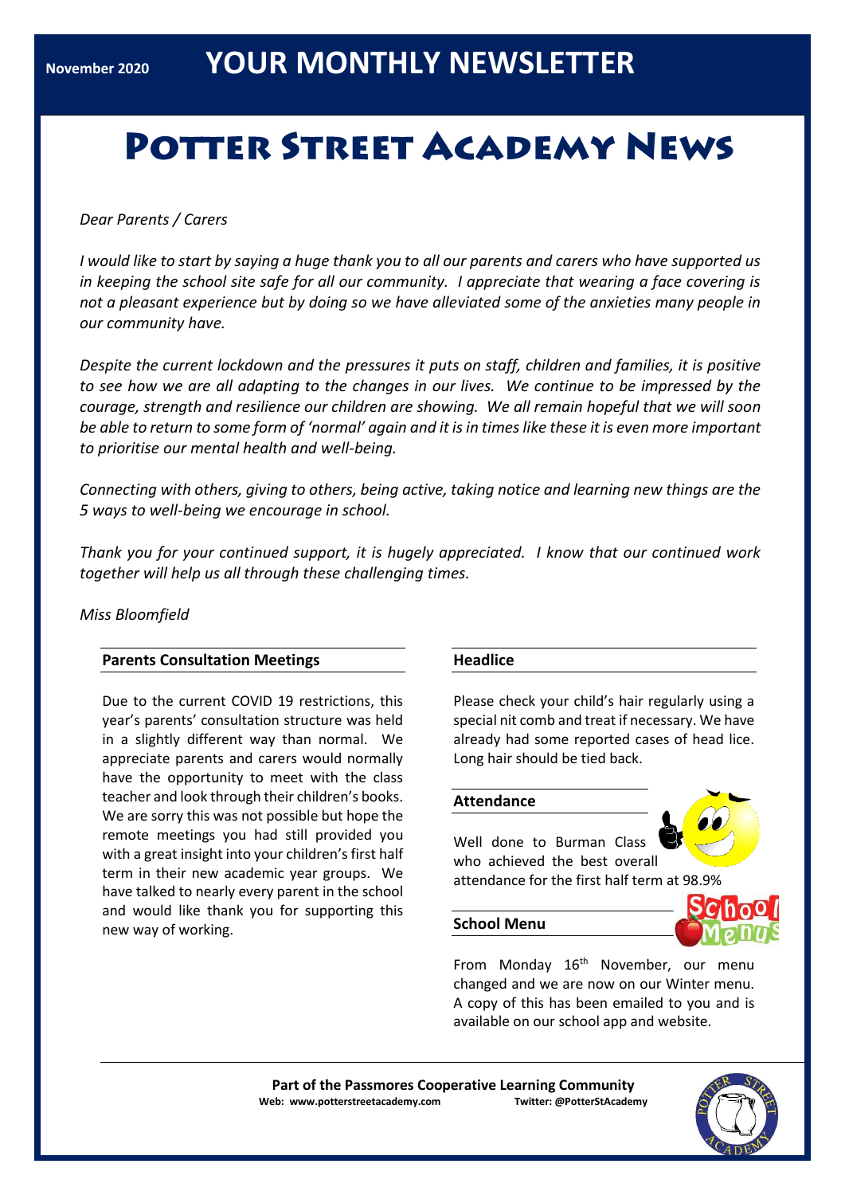November 2020 **YOUR MONTHLY NEWSLETTER**

# Potter Street Academy News

*Dear Parents / Carers*

*I would like to start by saying a huge thank you to all our parents and carers who have supported us in keeping the school site safe for all our community. I appreciate that wearing a face covering is not a pleasant experience but by doing so we have alleviated some of the anxieties many people in our community have.*

*Despite the current lockdown and the pressures it puts on staff, children and families, it is positive to see how we are all adapting to the changes in our lives. We continue to be impressed by the courage, strength and resilience our children are showing. We all remain hopeful that we will soon be able to return to some form of 'normal' again and it is in times like these it is even more important to prioritise our mental health and well-being.*

*Connecting with others, giving to others, being active, taking notice and learning new things are the 5 ways to well-being we encourage in school.*

*Thank you for your continued support, it is hugely appreciated. I know that our continued work together will help us all through these challenging times.*

*Miss Bloomfield*

## Parents Consultation Meetings

Due to the current COVID 19 restrictions, this year's parents' consultation structure was held in a slightly different way than normal. We appreciate parents and carers would normally have the opportunity to meet with the class teacher and look through their children's books. We are sorry this was not possible but hope the remote meetings you had still provided you with a great insight into your children's first half term in their new academic year groups. We have talked to nearly every parent in the school and would like thank you for supporting this new way of working.

## Headlice

Please check your child's hair regularly using a special nit comb and treat if necessary. We have already had some reported cases of head lice. Long hair should be tied back.

## Attendance

Well done to Burman Class who achieved the best overall attendance for the first half term at 98.9%

## School Menu

From Monday 16th November, our menu changed and we are now on our Winter menu. A copy of this has been emailed to you and is available on our school app and website.

**Part of the Passmores Cooperative Learning Community**
**Web: www.potterstreetacademy.com** **Twitter: @PotterStAcademy**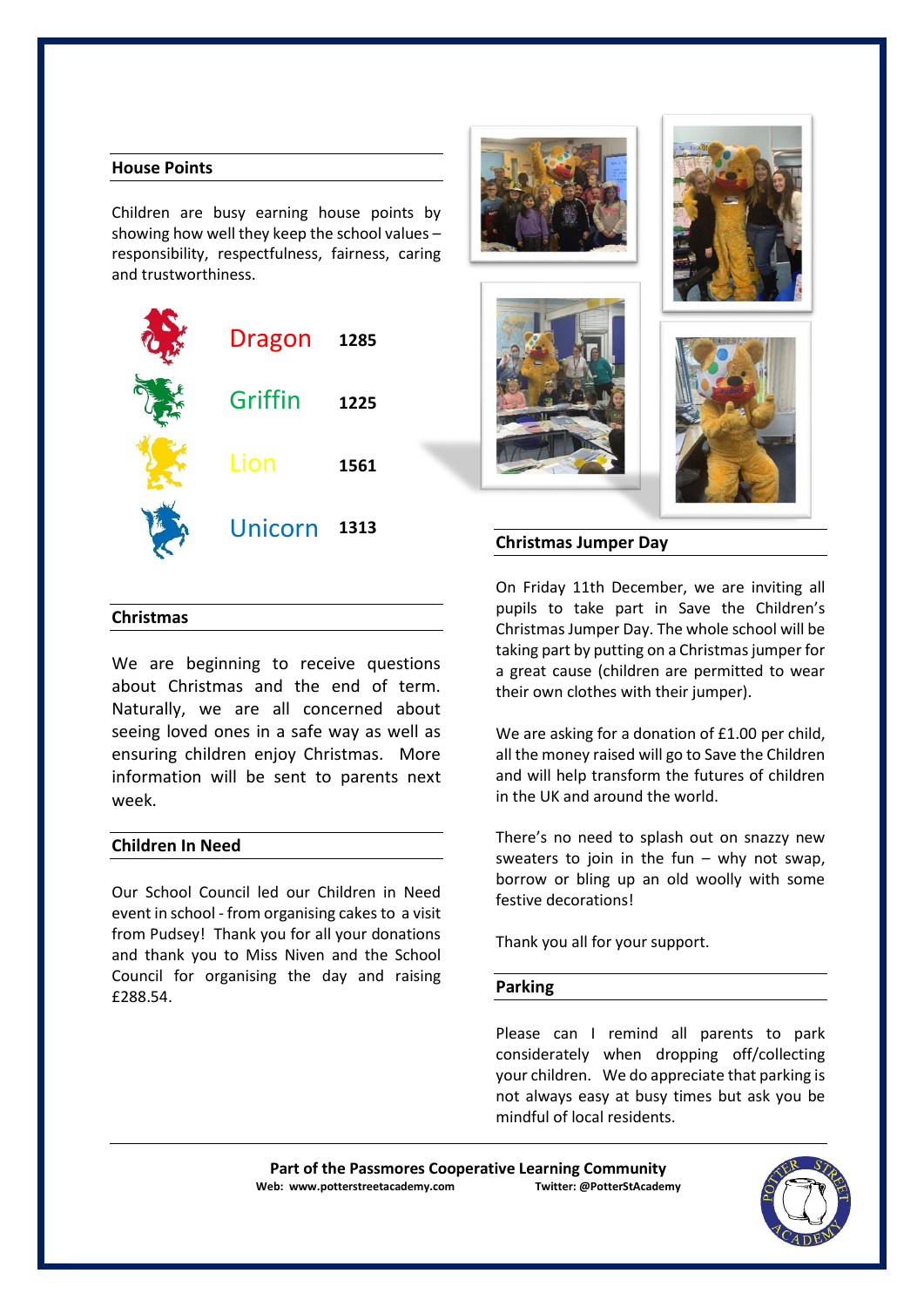## House Points

Children are busy earning house points by showing how well they keep the school values – responsibility, respectfulness, fairness, caring and trustworthiness.

| House | Points |
|---|---|
| Dragon | 1285 |
| Griffin | 1225 |
| Lion | 1561 |
| Unicorn | 1313 |

## Christmas

We are beginning to receive questions about Christmas and the end of term. Naturally, we are all concerned about seeing loved ones in a safe way as well as ensuring children enjoy Christmas. More information will be sent to parents next week.

## Children In Need

Our School Council led our Children in Need event in school - from organising cakes to a visit from Pudsey! Thank you for all your donations and thank you to Miss Niven and the School Council for organising the day and raising £288.54.

## Christmas Jumper Day

On Friday 11th December, we are inviting all pupils to take part in Save the Children's Christmas Jumper Day. The whole school will be taking part by putting on a Christmas jumper for a great cause (children are permitted to wear their own clothes with their jumper).

We are asking for a donation of £1.00 per child, all the money raised will go to Save the Children and will help transform the futures of children in the UK and around the world.

There's no need to splash out on snazzy new sweaters to join in the fun – why not swap, borrow or bling up an old woolly with some festive decorations!

Thank you all for your support.

## Parking

Please can I remind all parents to park considerately when dropping off/collecting your children. We do appreciate that parking is not always easy at busy times but ask you be mindful of local residents.

**Part of the Passmores Cooperative Learning Community**

**Web: www.potterstreetacademy.com** **Twitter: @PotterStAcademy**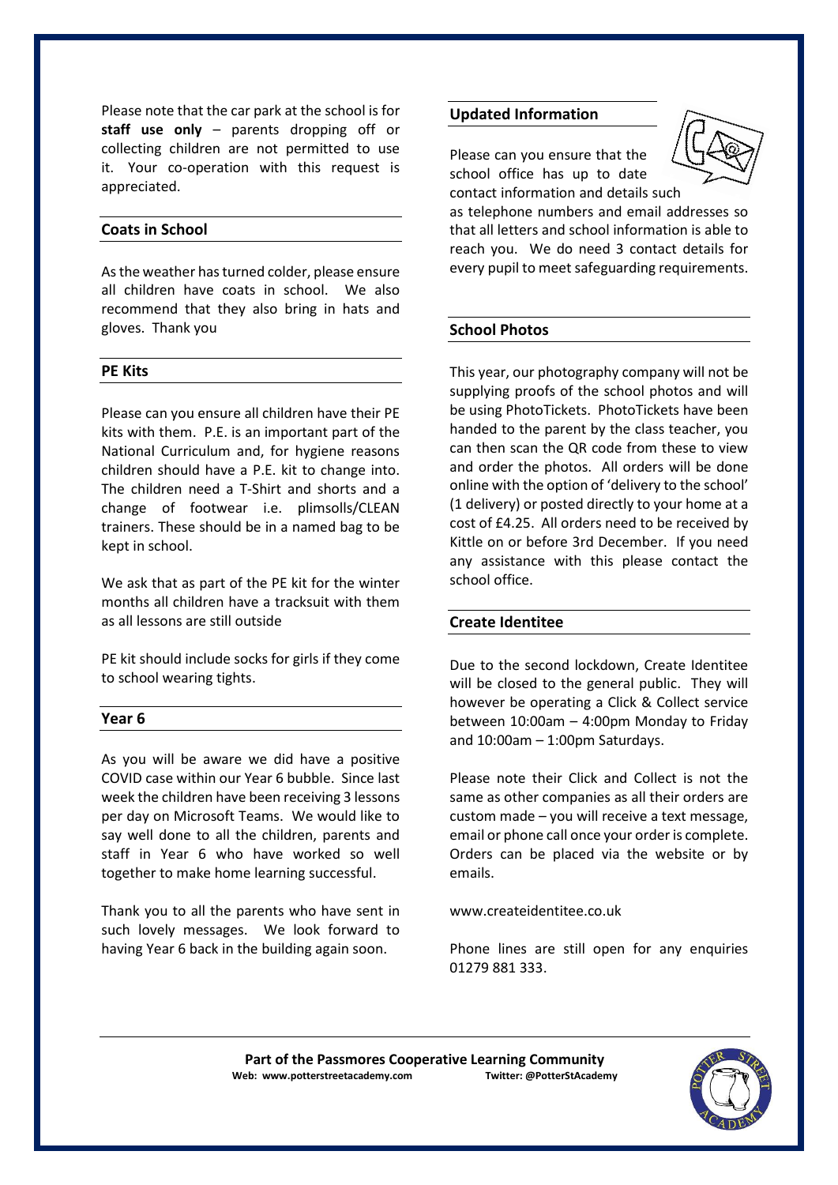Please note that the car park at the school is for **staff use only** – parents dropping off or collecting children are not permitted to use it. Your co-operation with this request is appreciated.

## Coats in School

As the weather has turned colder, please ensure all children have coats in school. We also recommend that they also bring in hats and gloves. Thank you

## PE Kits

Please can you ensure all children have their PE kits with them. P.E. is an important part of the National Curriculum and, for hygiene reasons children should have a P.E. kit to change into. The children need a T-Shirt and shorts and a change of footwear i.e. plimsolls/CLEAN trainers. These should be in a named bag to be kept in school.

We ask that as part of the PE kit for the winter months all children have a tracksuit with them as all lessons are still outside

PE kit should include socks for girls if they come to school wearing tights.

## Year 6

As you will be aware we did have a positive COVID case within our Year 6 bubble. Since last week the children have been receiving 3 lessons per day on Microsoft Teams. We would like to say well done to all the children, parents and staff in Year 6 who have worked so well together to make home learning successful.

Thank you to all the parents who have sent in such lovely messages. We look forward to having Year 6 back in the building again soon.

## Updated Information

Please can you ensure that the school office has up to date contact information and details such as telephone numbers and email addresses so that all letters and school information is able to reach you. We do need 3 contact details for every pupil to meet safeguarding requirements.

## School Photos

This year, our photography company will not be supplying proofs of the school photos and will be using PhotoTickets. PhotoTickets have been handed to the parent by the class teacher, you can then scan the QR code from these to view and order the photos. All orders will be done online with the option of 'delivery to the school' (1 delivery) or posted directly to your home at a cost of £4.25. All orders need to be received by Kittle on or before 3rd December. If you need any assistance with this please contact the school office.

## Create Identitee

Due to the second lockdown, Create Identitee will be closed to the general public. They will however be operating a Click & Collect service between 10:00am – 4:00pm Monday to Friday and 10:00am – 1:00pm Saturdays.

Please note their Click and Collect is not the same as other companies as all their orders are custom made – you will receive a text message, email or phone call once your order is complete. Orders can be placed via the website or by emails.

www.createidentitee.co.uk

Phone lines are still open for any enquiries 01279 881 333.

**Part of the Passmores Cooperative Learning Community**
**Web: www.potterstreetacademy.com** **Twitter: @PotterStAcademy**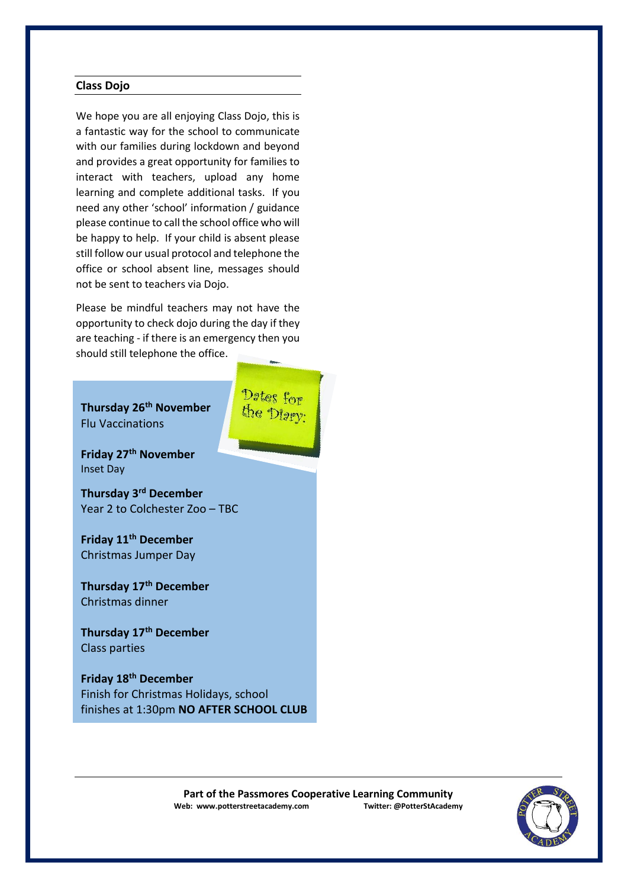## Class Dojo

We hope you are all enjoying Class Dojo, this is a fantastic way for the school to communicate with our families during lockdown and beyond and provides a great opportunity for families to interact with teachers, upload any home learning and complete additional tasks. If you need any other 'school' information / guidance please continue to call the school office who will be happy to help. If your child is absent please still follow our usual protocol and telephone the office or school absent line, messages should not be sent to teachers via Dojo.

Please be mindful teachers may not have the opportunity to check dojo during the day if they are teaching - if there is an emergency then you should still telephone the office.

## Dates for the Diary:

**Thursday 26th November**
Flu Vaccinations

**Friday 27th November**
Inset Day

**Thursday 3rd December**
Year 2 to Colchester Zoo – TBC

**Friday 11th December**
Christmas Jumper Day

**Thursday 17th December**
Christmas dinner

**Thursday 17th December**
Class parties

**Friday 18th December**
Finish for Christmas Holidays, school finishes at 1:30pm **NO AFTER SCHOOL CLUB**

**Part of the Passmores Cooperative Learning Community**
**Web: www.potterstreetacademy.com** **Twitter: @PotterStAcademy**